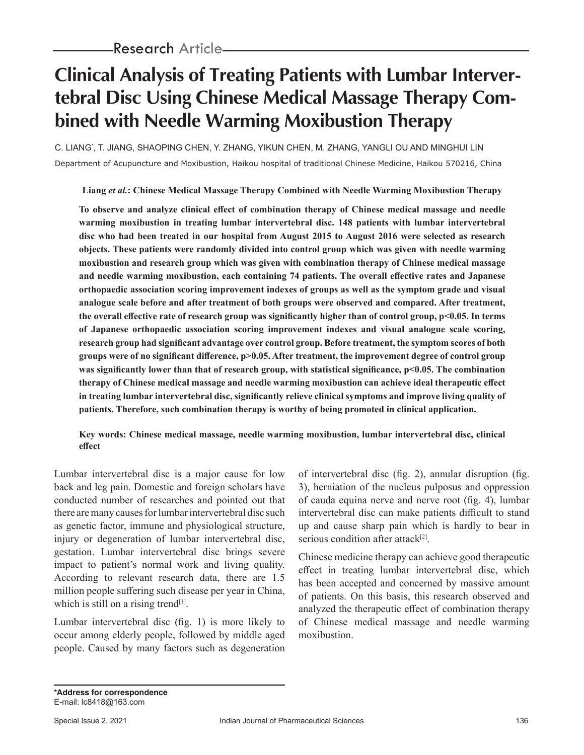Research Article

# Clinical Analysis of Treating Patients with Lumbar Intervertebral Disc Using Chinese Medical Massage Therapy Combined with Needle Warming Moxibustion Therapy

C. LIANG*, T. JIANG, SHAOPING CHEN, Y. ZHANG, YIKUN CHEN, M. ZHANG, YANGLI OU AND MINGHUI LIN

Department of Acupuncture and Moxibustion, Haikou hospital of traditional Chinese Medicine, Haikou 570216, China

**Liang *et al.*: Chinese Medical Massage Therapy Combined with Needle Warming Moxibustion Therapy**

**To observe and analyze clinical effect of combination therapy of Chinese medical massage and needle warming moxibustion in treating lumbar intervertebral disc. 148 patients with lumbar intervertebral disc who had been treated in our hospital from August 2015 to August 2016 were selected as research objects. These patients were randomly divided into control group which was given with needle warming moxibustion and research group which was given with combination therapy of Chinese medical massage and needle warming moxibustion, each containing 74 patients. The overall effective rates and Japanese orthopaedic association scoring improvement indexes of groups as well as the symptom grade and visual analogue scale before and after treatment of both groups were observed and compared. After treatment, the overall effective rate of research group was significantly higher than of control group, $p<0.05$. In terms of Japanese orthopaedic association scoring improvement indexes and visual analogue scale scoring, research group had significant advantage over control group. Before treatment, the symptom scores of both groups were of no significant difference, $p>0.05$. After treatment, the improvement degree of control group was significantly lower than that of research group, with statistical significance, $p<0.05$. The combination therapy of Chinese medical massage and needle warming moxibustion can achieve ideal therapeutic effect in treating lumbar intervertebral disc, significantly relieve clinical symptoms and improve living quality of patients. Therefore, such combination therapy is worthy of being promoted in clinical application.**

**Key words: Chinese medical massage, needle warming moxibustion, lumbar intervertebral disc, clinical effect**

Lumbar intervertebral disc is a major cause for low back and leg pain. Domestic and foreign scholars have conducted number of researches and pointed out that there are many causes for lumbar intervertebral disc such as genetic factor, immune and physiological structure, injury or degeneration of lumbar intervertebral disc, gestation. Lumbar intervertebral disc brings severe impact to patient's normal work and living quality. According to relevant research data, there are 1.5 million people suffering such disease per year in China, which is still on a rising trend[1].

Lumbar intervertebral disc (fig. 1) is more likely to occur among elderly people, followed by middle aged people. Caused by many factors such as degeneration of intervertebral disc (fig. 2), annular disruption (fig. 3), herniation of the nucleus pulposus and oppression of cauda equina nerve and nerve root (fig. 4), lumbar intervertebral disc can make patients difficult to stand up and cause sharp pain which is hardly to bear in serious condition after attack[2].

Chinese medicine therapy can achieve good therapeutic effect in treating lumbar intervertebral disc, which has been accepted and concerned by massive amount of patients. On this basis, this research observed and analyzed the therapeutic effect of combination therapy of Chinese medical massage and needle warming moxibustion.

**\*Address for correspondence**
E-mail: lc8418@163.com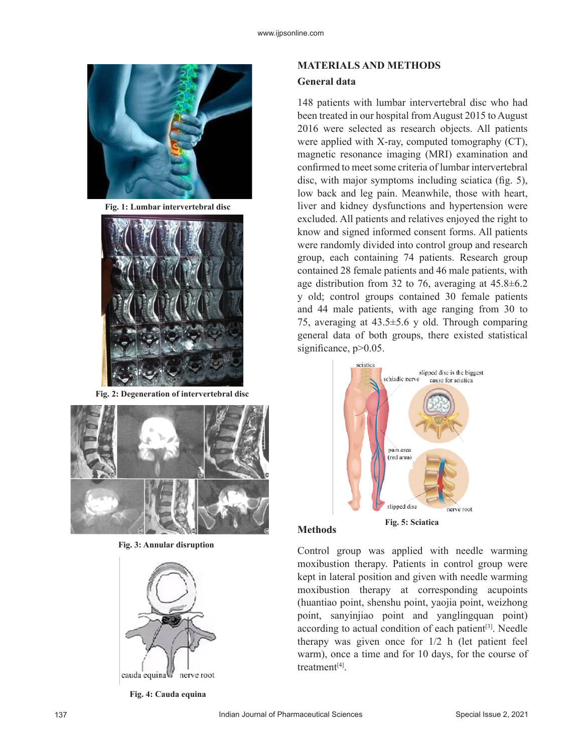Fig. 1: Lumbar intervertebral disc

Fig. 2: Degeneration of intervertebral disc

Fig. 3: Annular disruption

Fig. 4: Cauda equina

## MATERIALS AND METHODS

### General data

148 patients with lumbar intervertebral disc who had been treated in our hospital from August 2015 to August 2016 were selected as research objects. All patients were applied with X-ray, computed tomography (CT), magnetic resonance imaging (MRI) examination and confirmed to meet some criteria of lumbar intervertebral disc, with major symptoms including sciatica (fig. 5), low back and leg pain. Meanwhile, those with heart, liver and kidney dysfunctions and hypertension were excluded. All patients and relatives enjoyed the right to know and signed informed consent forms. All patients were randomly divided into control group and research group, each containing 74 patients. Research group contained 28 female patients and 46 male patients, with age distribution from 32 to 76, averaging at 45.8±6.2 y old; control groups contained 30 female patients and 44 male patients, with age ranging from 30 to 75, averaging at 43.5±5.6 y old. Through comparing general data of both groups, there existed statistical significance, $p>0.05$.

Fig. 5: Sciatica

### Methods

Control group was applied with needle warming moxibustion therapy. Patients in control group were kept in lateral position and given with needle warming moxibustion therapy at corresponding acupoints (huantiao point, shenshu point, yaojia point, weizhong point, sanyinjiao point and yanglingquan point) according to actual condition of each patient[3]. Needle therapy was given once for 1/2 h (let patient feel warm), once a time and for 10 days, for the course of treatment[4].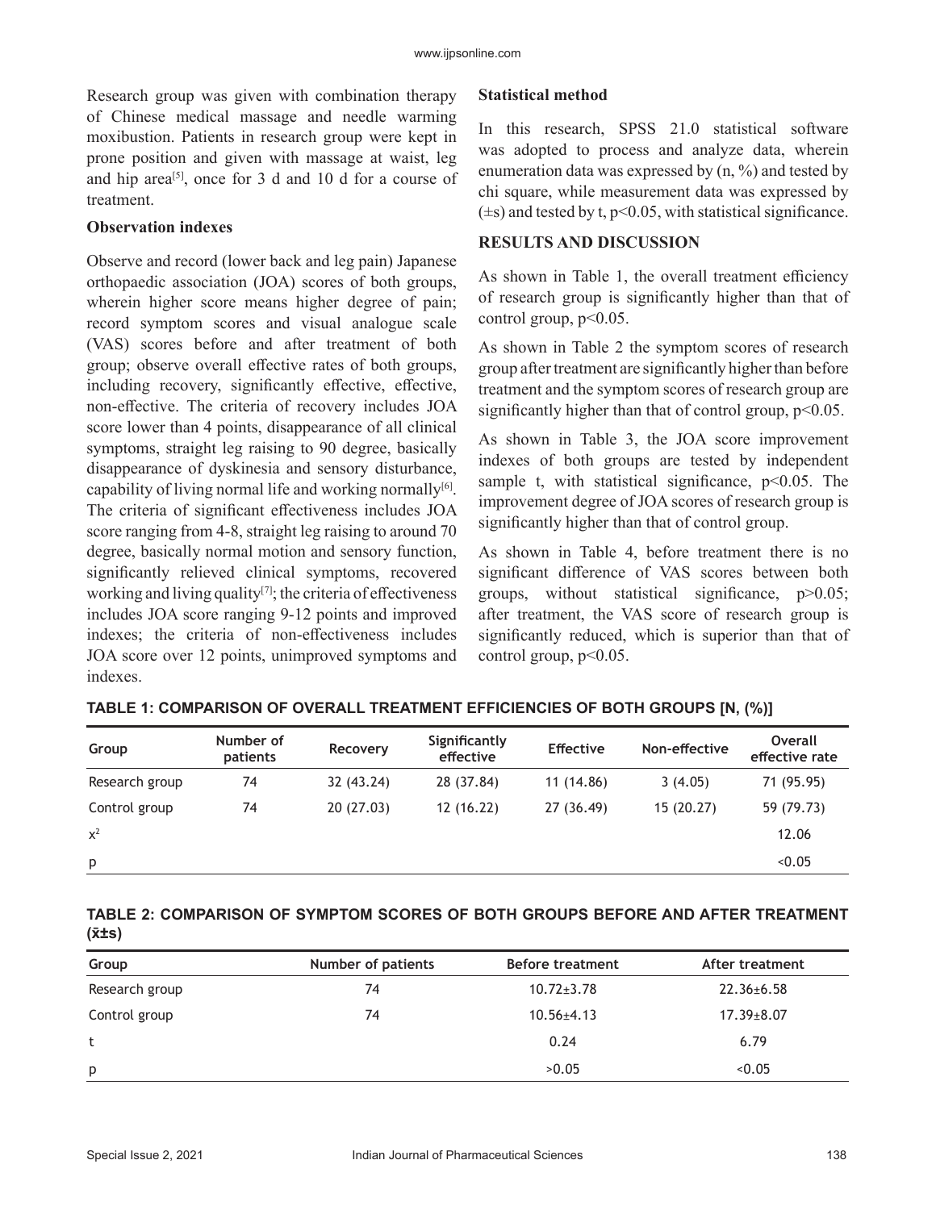Research group was given with combination therapy of Chinese medical massage and needle warming moxibustion. Patients in research group were kept in prone position and given with massage at waist, leg and hip area[5], once for 3 d and 10 d for a course of treatment.

**Observation indexes**

Observe and record (lower back and leg pain) Japanese orthopaedic association (JOA) scores of both groups, wherein higher score means higher degree of pain; record symptom scores and visual analogue scale (VAS) scores before and after treatment of both group; observe overall effective rates of both groups, including recovery, significantly effective, effective, non-effective. The criteria of recovery includes JOA score lower than 4 points, disappearance of all clinical symptoms, straight leg raising to 90 degree, basically disappearance of dyskinesia and sensory disturbance, capability of living normal life and working normally[6]. The criteria of significant effectiveness includes JOA score ranging from 4-8, straight leg raising to around 70 degree, basically normal motion and sensory function, significantly relieved clinical symptoms, recovered working and living quality[7]; the criteria of effectiveness includes JOA score ranging 9-12 points and improved indexes; the criteria of non-effectiveness includes JOA score over 12 points, unimproved symptoms and indexes.

**Statistical method**

In this research, SPSS 21.0 statistical software was adopted to process and analyze data, wherein enumeration data was expressed by (n, %) and tested by chi square, while measurement data was expressed by (±s) and tested by t, $p<0.05$, with statistical significance.

## RESULTS AND DISCUSSION

As shown in Table 1, the overall treatment efficiency of research group is significantly higher than that of control group, $p<0.05$.

As shown in Table 2 the symptom scores of research group after treatment are significantly higher than before treatment and the symptom scores of research group are significantly higher than that of control group, $p<0.05$.

As shown in Table 3, the JOA score improvement indexes of both groups are tested by independent sample t, with statistical significance, $p<0.05$. The improvement degree of JOA scores of research group is significantly higher than that of control group.

As shown in Table 4, before treatment there is no significant difference of VAS scores between both groups, without statistical significance, $p>0.05$; after treatment, the VAS score of research group is significantly reduced, which is superior than that of control group, $p<0.05$.

**TABLE 1: COMPARISON OF OVERALL TREATMENT EFFICIENCIES OF BOTH GROUPS [N, (%)]**

| Group | Number of patients | Recovery | Significantly effective | Effective | Non-effective | Overall effective rate |
|---|---|---|---|---|---|---|
| Research group | 74 | 32 (43.24) | 28 (37.84) | 11 (14.86) | 3 (4.05) | 71 (95.95) |
| Control group | 74 | 20 (27.03) | 12 (16.22) | 27 (36.49) | 15 (20.27) | 59 (79.73) |
| $x^2$ | | | | | | 12.06 |
| p | | | | | | <0.05 |

**TABLE 2: COMPARISON OF SYMPTOM SCORES OF BOTH GROUPS BEFORE AND AFTER TREATMENT ($\bar{x}$±s)**

| Group | Number of patients | Before treatment | After treatment |
|---|---|---|---|
| Research group | 74 | 10.72±3.78 | 22.36±6.58 |
| Control group | 74 | 10.56±4.13 | 17.39±8.07 |
| t | | 0.24 | 6.79 |
| p | | >0.05 | <0.05 |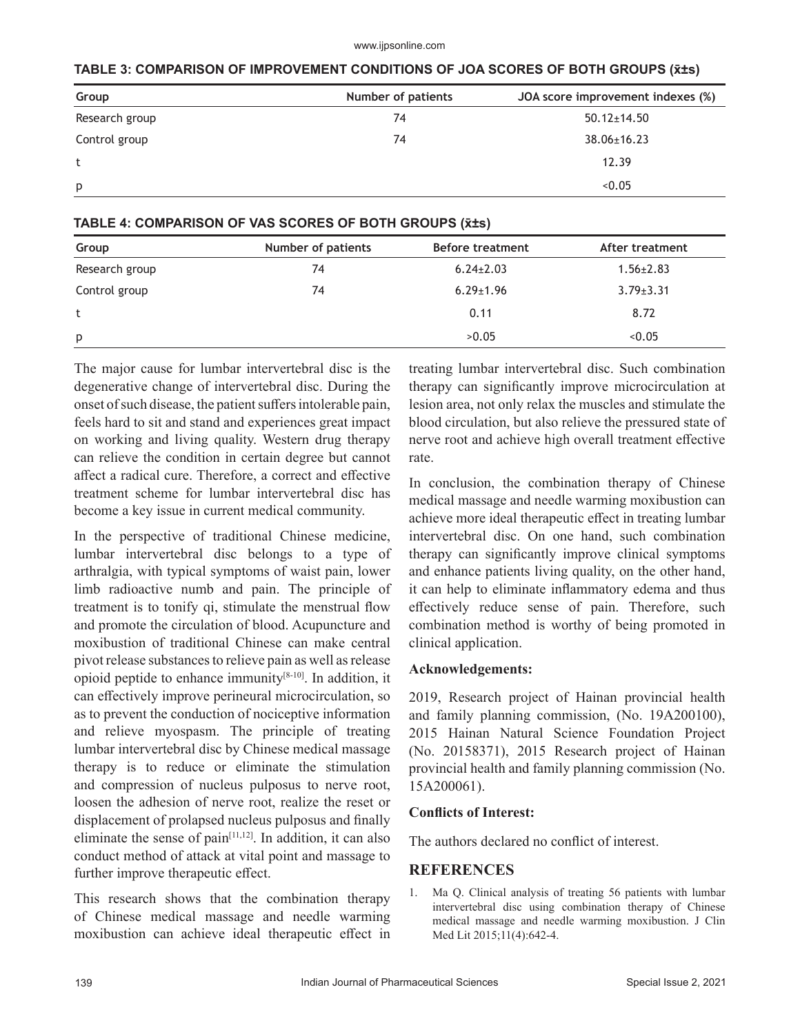**TABLE 3: COMPARISON OF IMPROVEMENT CONDITIONS OF JOA SCORES OF BOTH GROUPS ($\bar{x}$±s)**

| Group | Number of patients | JOA score improvement indexes (%) |
|---|---|---|
| Research group | 74 | 50.12±14.50 |
| Control group | 74 | 38.06±16.23 |
| t | | 12.39 |
| p | | <0.05 |

**TABLE 4: COMPARISON OF VAS SCORES OF BOTH GROUPS ($\bar{x}$±s)**

| Group | Number of patients | Before treatment | After treatment |
|---|---|---|---|
| Research group | 74 | 6.24±2.03 | 1.56±2.83 |
| Control group | 74 | 6.29±1.96 | 3.79±3.31 |
| t | | 0.11 | 8.72 |
| p | | >0.05 | <0.05 |

The major cause for lumbar intervertebral disc is the degenerative change of intervertebral disc. During the onset of such disease, the patient suffers intolerable pain, feels hard to sit and stand and experiences great impact on working and living quality. Western drug therapy can relieve the condition in certain degree but cannot affect a radical cure. Therefore, a correct and effective treatment scheme for lumbar intervertebral disc has become a key issue in current medical community.

In the perspective of traditional Chinese medicine, lumbar intervertebral disc belongs to a type of arthralgia, with typical symptoms of waist pain, lower limb radioactive numb and pain. The principle of treatment is to tonify qi, stimulate the menstrual flow and promote the circulation of blood. Acupuncture and moxibustion of traditional Chinese can make central pivot release substances to relieve pain as well as release opioid peptide to enhance immunity[8-10]. In addition, it can effectively improve perineural microcirculation, so as to prevent the conduction of nociceptive information and relieve myospasm. The principle of treating lumbar intervertebral disc by Chinese medical massage therapy is to reduce or eliminate the stimulation and compression of nucleus pulposus to nerve root, loosen the adhesion of nerve root, realize the reset or displacement of prolapsed nucleus pulposus and finally eliminate the sense of pain[11,12]. In addition, it can also conduct method of attack at vital point and massage to further improve therapeutic effect.

This research shows that the combination therapy of Chinese medical massage and needle warming moxibustion can achieve ideal therapeutic effect in treating lumbar intervertebral disc. Such combination therapy can significantly improve microcirculation at lesion area, not only relax the muscles and stimulate the blood circulation, but also relieve the pressured state of nerve root and achieve high overall treatment effective rate.

In conclusion, the combination therapy of Chinese medical massage and needle warming moxibustion can achieve more ideal therapeutic effect in treating lumbar intervertebral disc. On one hand, such combination therapy can significantly improve clinical symptoms and enhance patients living quality, on the other hand, it can help to eliminate inflammatory edema and thus effectively reduce sense of pain. Therefore, such combination method is worthy of being promoted in clinical application.

**Acknowledgements:**

2019, Research project of Hainan provincial health and family planning commission, (No. 19A200100), 2015 Hainan Natural Science Foundation Project (No. 20158371), 2015 Research project of Hainan provincial health and family planning commission (No. 15A200061).

**Conflicts of Interest:**

The authors declared no conflict of interest.

## REFERENCES

1. Ma Q. Clinical analysis of treating 56 patients with lumbar intervertebral disc using combination therapy of Chinese medical massage and needle warming moxibustion. J Clin Med Lit 2015;11(4):642-4.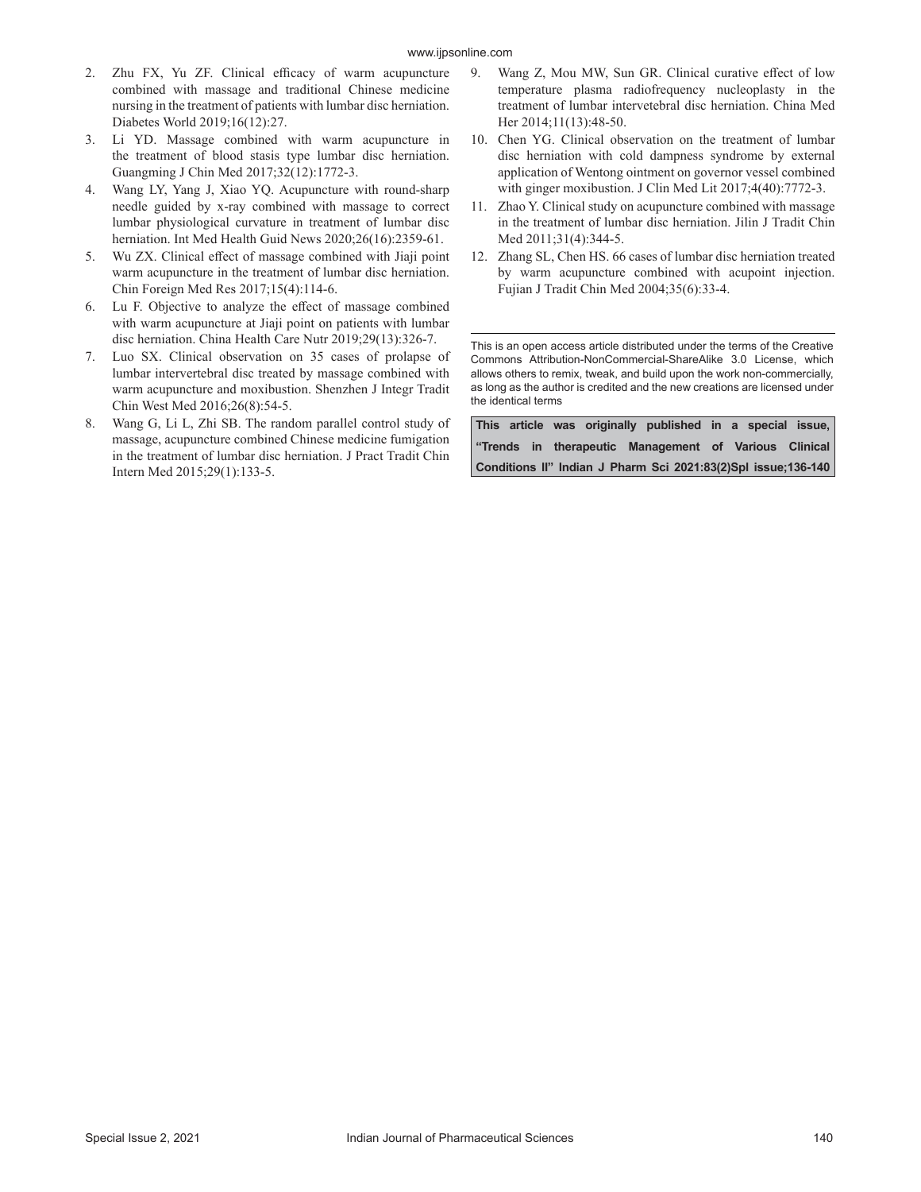2. Zhu FX, Yu ZF. Clinical efficacy of warm acupuncture combined with massage and traditional Chinese medicine nursing in the treatment of patients with lumbar disc herniation. Diabetes World 2019;16(12):27.
3. Li YD. Massage combined with warm acupuncture in the treatment of blood stasis type lumbar disc herniation. Guangming J Chin Med 2017;32(12):1772-3.
4. Wang LY, Yang J, Xiao YQ. Acupuncture with round-sharp needle guided by x-ray combined with massage to correct lumbar physiological curvature in treatment of lumbar disc herniation. Int Med Health Guid News 2020;26(16):2359-61.
5. Wu ZX. Clinical effect of massage combined with Jiaji point warm acupuncture in the treatment of lumbar disc herniation. Chin Foreign Med Res 2017;15(4):114-6.
6. Lu F. Objective to analyze the effect of massage combined with warm acupuncture at Jiaji point on patients with lumbar disc herniation. China Health Care Nutr 2019;29(13):326-7.
7. Luo SX. Clinical observation on 35 cases of prolapse of lumbar intervertebral disc treated by massage combined with warm acupuncture and moxibustion. Shenzhen J Integr Tradit Chin West Med 2016;26(8):54-5.
8. Wang G, Li L, Zhi SB. The random parallel control study of massage, acupuncture combined Chinese medicine fumigation in the treatment of lumbar disc herniation. J Pract Tradit Chin Intern Med 2015;29(1):133-5.
9. Wang Z, Mou MW, Sun GR. Clinical curative effect of low temperature plasma radiofrequency nucleoplasty in the treatment of lumbar intervetebral disc herniation. China Med Her 2014;11(13):48-50.
10. Chen YG. Clinical observation on the treatment of lumbar disc herniation with cold dampness syndrome by external application of Wentong ointment on governor vessel combined with ginger moxibustion. J Clin Med Lit 2017;4(40):7772-3.
11. Zhao Y. Clinical study on acupuncture combined with massage in the treatment of lumbar disc herniation. Jilin J Tradit Chin Med 2011;31(4):344-5.
12. Zhang SL, Chen HS. 66 cases of lumbar disc herniation treated by warm acupuncture combined with acupoint injection. Fujian J Tradit Chin Med 2004;35(6):33-4.

This is an open access article distributed under the terms of the Creative Commons Attribution-NonCommercial-ShareAlike 3.0 License, which allows others to remix, tweak, and build upon the work non-commercially, as long as the author is credited and the new creations are licensed under the identical terms

**This article was originally published in a special issue, "Trends in therapeutic Management of Various Clinical Conditions II" Indian J Pharm Sci 2021:83(2)Spl issue;136-140**